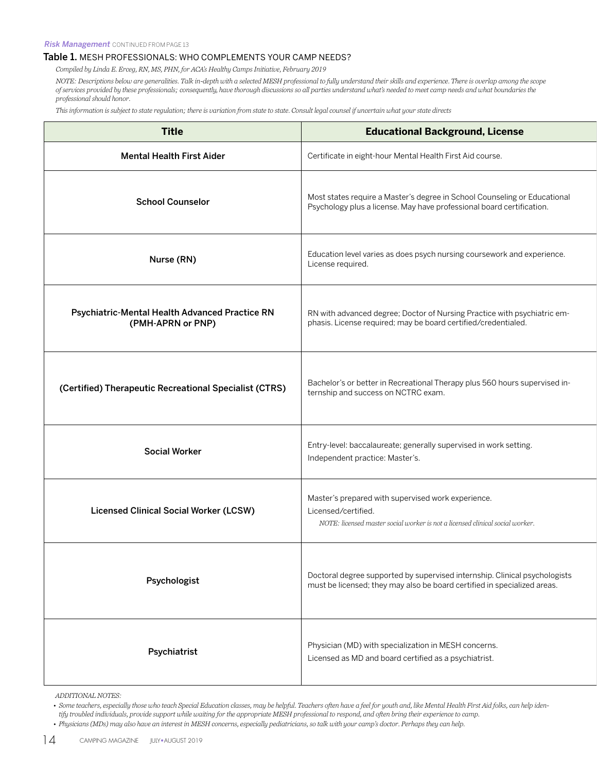*Risk Management* CONTINUED FROM PAGE 13

## Table 1. MESH PROFESSIONALS: WHO COMPLEMENTS YOUR CAMP NEEDS?

*Compiled by Linda E. Erceg, RN, MS, PHN, for ACA's Healthy Camps Initiative, February 2019*

*NOTE: Descriptions below are generalities. Talk in-depth with a selected MESH professional to fully understand their skills and experience. There is overlap among the scope of services provided by these professionals; consequently, have thorough discussions so all parties understand what's needed to meet camp needs and what boundaries the professional should honor.*

*This information is subject to state regulation; there is variation from state to state. Consult legal counsel if uncertain what your state directs*

| Title | Educational Background, License |
|---|---|
| Mental Health First Aider | Certificate in eight-hour Mental Health First Aid course. |
| School Counselor | Most states require a Master's degree in School Counseling or Educational Psychology plus a license. May have professional board certification. |
| Nurse (RN) | Education level varies as does psych nursing coursework and experience. License required. |
| Psychiatric-Mental Health Advanced Practice RN (PMH-APRN or PNP) | RN with advanced degree; Doctor of Nursing Practice with psychiatric emphasis. License required; may be board certified/credentialed. |
| (Certified) Therapeutic Recreational Specialist (CTRS) | Bachelor's or better in Recreational Therapy plus 560 hours supervised internship and success on NCTRC exam. |
| Social Worker | Entry-level: baccalaureate; generally supervised in work setting. Independent practice: Master's. |
| Licensed Clinical Social Worker (LCSW) | Master's prepared with supervised work experience. Licensed/certified. *NOTE: licensed master social worker is not a licensed clinical social worker.* |
| Psychologist | Doctoral degree supported by supervised internship. Clinical psychologists must be licensed; they may also be board certified in specialized areas. |
| Psychiatrist | Physician (MD) with specialization in MESH concerns. Licensed as MD and board certified as a psychiatrist. |

*ADDITIONAL NOTES:*

- *Some teachers, especially those who teach Special Education classes, may be helpful. Teachers often have a feel for youth and, like Mental Health First Aid folks, can help identify troubled individuals, provide support while waiting for the appropriate MESH professional to respond, and often bring their experience to camp.*
- *Physicians (MDs) may also have an interest in MESH concerns, especially pediatricians, so talk with your camp's doctor. Perhaps they can help.*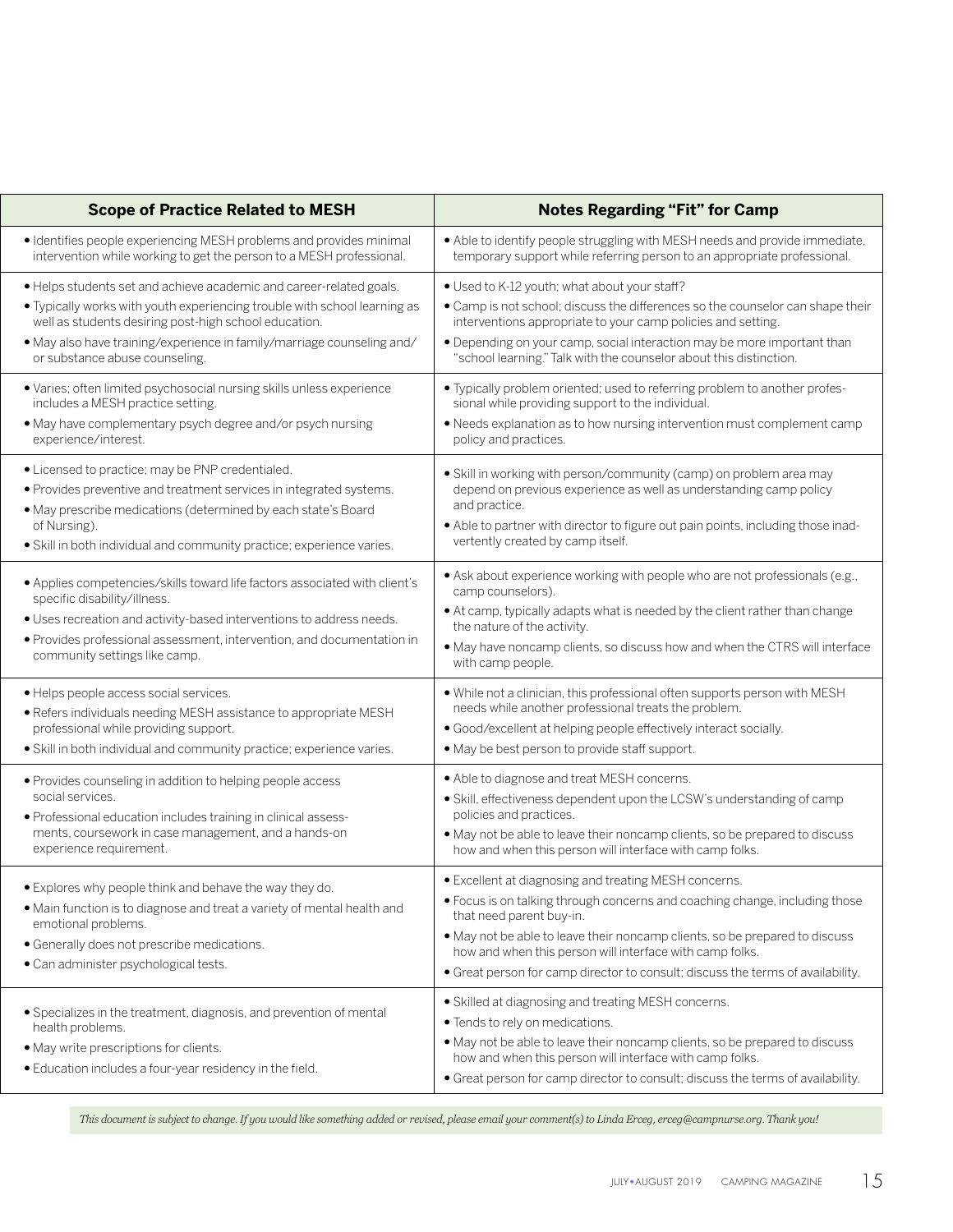| Scope of Practice Related to MESH | Notes Regarding "Fit" for Camp |
|---|---|
| • Identifies people experiencing MESH problems and provides minimal intervention while working to get the person to a MESH professional. | • Able to identify people struggling with MESH needs and provide immediate, temporary support while referring person to an appropriate professional. |
| • Helps students set and achieve academic and career-related goals.<br>• Typically works with youth experiencing trouble with school learning as well as students desiring post-high school education.<br>• May also have training/experience in family/marriage counseling and/or substance abuse counseling. | • Used to K-12 youth; what about your staff?<br>• Camp is not school; discuss the differences so the counselor can shape their interventions appropriate to your camp policies and setting.<br>• Depending on your camp, social interaction may be more important than "school learning." Talk with the counselor about this distinction. |
| • Varies; often limited psychosocial nursing skills unless experience includes a MESH practice setting.<br>• May have complementary psych degree and/or psych nursing experience/interest. | • Typically problem oriented; used to referring problem to another professional while providing support to the individual.<br>• Needs explanation as to how nursing intervention must complement camp policy and practices. |
| • Licensed to practice; may be PNP credentialed.<br>• Provides preventive and treatment services in integrated systems.<br>• May prescribe medications (determined by each state's Board of Nursing).<br>• Skill in both individual and community practice; experience varies. | • Skill in working with person/community (camp) on problem area may depend on previous experience as well as understanding camp policy and practice.<br>• Able to partner with director to figure out pain points, including those inadvertently created by camp itself. |
| • Applies competencies/skills toward life factors associated with client's specific disability/illness.<br>• Uses recreation and activity-based interventions to address needs.<br>• Provides professional assessment, intervention, and documentation in community settings like camp. | • Ask about experience working with people who are not professionals (e.g., camp counselors).<br>• At camp, typically adapts what is needed by the client rather than change the nature of the activity.<br>• May have noncamp clients, so discuss how and when the CTRS will interface with camp people. |
| • Helps people access social services.<br>• Refers individuals needing MESH assistance to appropriate MESH professional while providing support.<br>• Skill in both individual and community practice; experience varies. | • While not a clinician, this professional often supports person with MESH needs while another professional treats the problem.<br>• Good/excellent at helping people effectively interact socially.<br>• May be best person to provide staff support. |
| • Provides counseling in addition to helping people access social services.<br>• Professional education includes training in clinical assessments, coursework in case management, and a hands-on experience requirement. | • Able to diagnose and treat MESH concerns.<br>• Skill, effectiveness dependent upon the LCSW's understanding of camp policies and practices.<br>• May not be able to leave their noncamp clients, so be prepared to discuss how and when this person will interface with camp folks. |
| • Explores why people think and behave the way they do.<br>• Main function is to diagnose and treat a variety of mental health and emotional problems.<br>• Generally does not prescribe medications.<br>• Can administer psychological tests. | • Excellent at diagnosing and treating MESH concerns.<br>• Focus is on talking through concerns and coaching change, including those that need parent buy-in.<br>• May not be able to leave their noncamp clients, so be prepared to discuss how and when this person will interface with camp folks.<br>• Great person for camp director to consult; discuss the terms of availability. |
| • Specializes in the treatment, diagnosis, and prevention of mental health problems.<br>• May write prescriptions for clients.<br>• Education includes a four-year residency in the field. | • Skilled at diagnosing and treating MESH concerns.<br>• Tends to rely on medications.<br>• May not be able to leave their noncamp clients, so be prepared to discuss how and when this person will interface with camp folks.<br>• Great person for camp director to consult; discuss the terms of availability. |

*This document is subject to change. If you would like something added or revised, please email your comment(s) to Linda Erceg, erceg@campnurse.org. Thank you!*